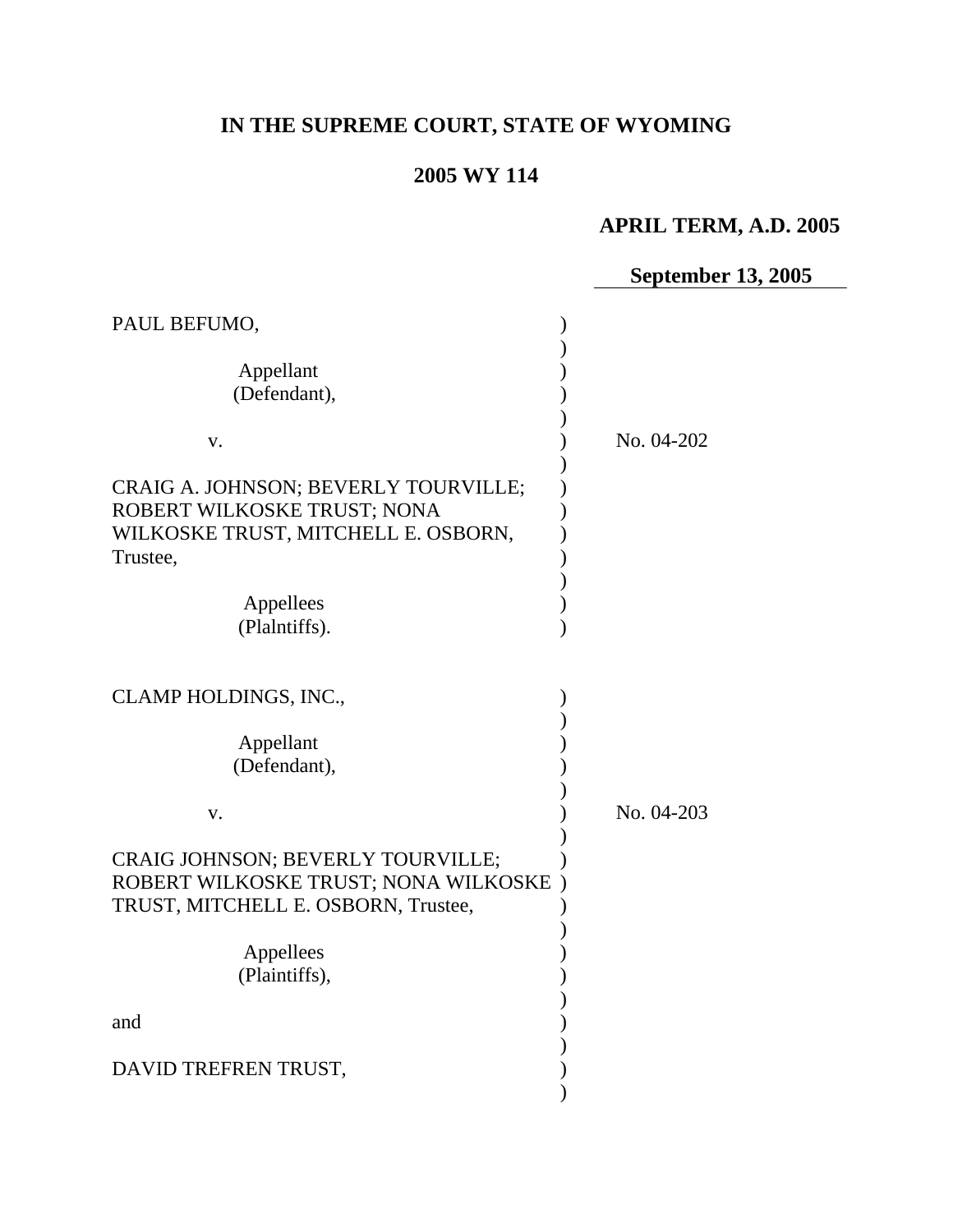# IN THE SUPREME COURT, STATE OF WYOMING

## 2005 WY 114

**APRIL TERM, A.D. 2005**

**September 13, 2005**

PAUL BEFUMO,

Appellant
(Defendant),

v.

CRAIG A. JOHNSON; BEVERLY TOURVILLE; ROBERT WILKOSKE TRUST; NONA WILKOSKE TRUST, MITCHELL E. OSBORN, Trustee,

Appellees
(Plalntiffs).

No. 04-202

CLAMP HOLDINGS, INC.,

Appellant
(Defendant),

v.

CRAIG JOHNSON; BEVERLY TOURVILLE; ROBERT WILKOSKE TRUST; NONA WILKOSKE TRUST, MITCHELL E. OSBORN, Trustee,

Appellees
(Plaintiffs),

and

DAVID TREFREN TRUST,

No. 04-203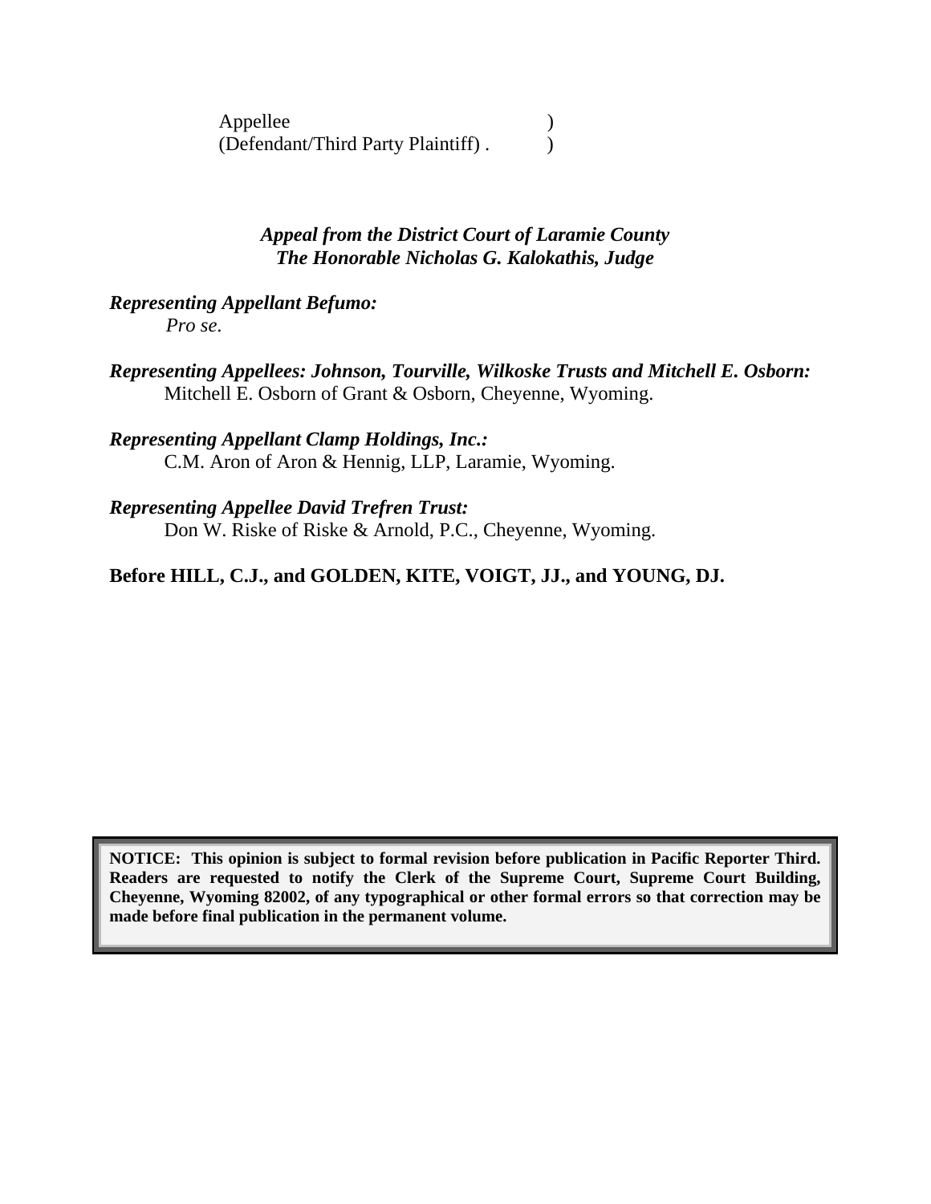Appellee )
(Defendant/Third Party Plaintiff) . )

*Appeal from the District Court of Laramie County*
*The Honorable Nicholas G. Kalokathis, Judge*

***Representing Appellant Befumo:***
*Pro se.*

***Representing Appellees: Johnson, Tourville, Wilkoske Trusts and Mitchell E. Osborn:***
Mitchell E. Osborn of Grant & Osborn, Cheyenne, Wyoming.

***Representing Appellant Clamp Holdings, Inc.:***
C.M. Aron of Aron & Hennig, LLP, Laramie, Wyoming.

***Representing Appellee David Trefren Trust:***
Don W. Riske of Riske & Arnold, P.C., Cheyenne, Wyoming.

**Before HILL, C.J., and GOLDEN, KITE, VOIGT, JJ., and YOUNG, DJ.**

**NOTICE: This opinion is subject to formal revision before publication in Pacific Reporter Third. Readers are requested to notify the Clerk of the Supreme Court, Supreme Court Building, Cheyenne, Wyoming 82002, of any typographical or other formal errors so that correction may be made before final publication in the permanent volume.**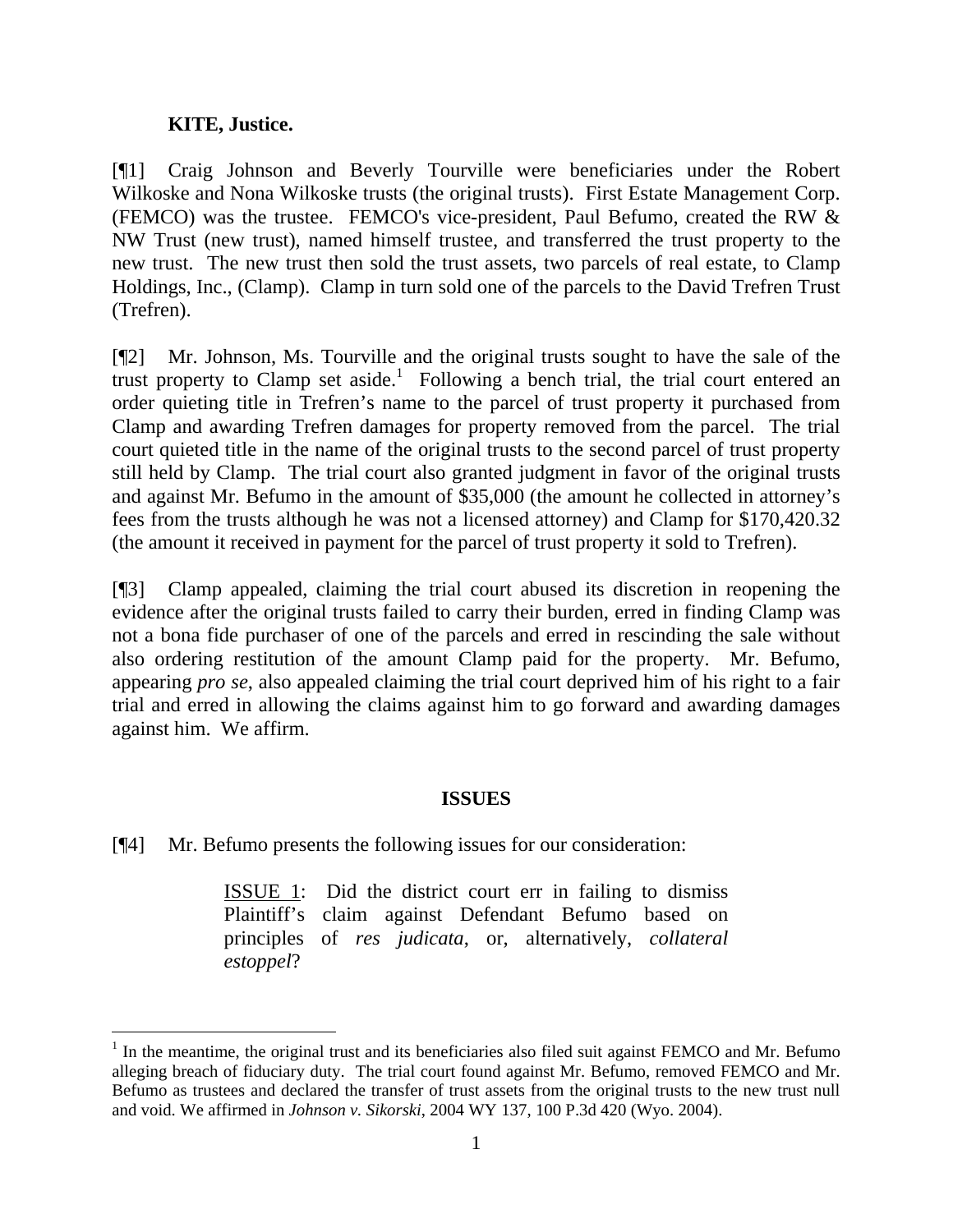**KITE, Justice.**

[¶1] Craig Johnson and Beverly Tourville were beneficiaries under the Robert Wilkoske and Nona Wilkoske trusts (the original trusts). First Estate Management Corp. (FEMCO) was the trustee. FEMCO's vice-president, Paul Befumo, created the RW & NW Trust (new trust), named himself trustee, and transferred the trust property to the new trust. The new trust then sold the trust assets, two parcels of real estate, to Clamp Holdings, Inc., (Clamp). Clamp in turn sold one of the parcels to the David Trefren Trust (Trefren).

[¶2] Mr. Johnson, Ms. Tourville and the original trusts sought to have the sale of the trust property to Clamp set aside.[1] Following a bench trial, the trial court entered an order quieting title in Trefren's name to the parcel of trust property it purchased from Clamp and awarding Trefren damages for property removed from the parcel. The trial court quieted title in the name of the original trusts to the second parcel of trust property still held by Clamp. The trial court also granted judgment in favor of the original trusts and against Mr. Befumo in the amount of $35,000 (the amount he collected in attorney's fees from the trusts although he was not a licensed attorney) and Clamp for $170,420.32 (the amount it received in payment for the parcel of trust property it sold to Trefren).

[¶3] Clamp appealed, claiming the trial court abused its discretion in reopening the evidence after the original trusts failed to carry their burden, erred in finding Clamp was not a bona fide purchaser of one of the parcels and erred in rescinding the sale without also ordering restitution of the amount Clamp paid for the property. Mr. Befumo, appearing *pro se*, also appealed claiming the trial court deprived him of his right to a fair trial and erred in allowing the claims against him to go forward and awarding damages against him. We affirm.

## ISSUES

[¶4] Mr. Befumo presents the following issues for our consideration:

> ISSUE 1: Did the district court err in failing to dismiss Plaintiff's claim against Defendant Befumo based on principles of *res judicata*, or, alternatively, *collateral estoppel*?

[1] In the meantime, the original trust and its beneficiaries also filed suit against FEMCO and Mr. Befumo alleging breach of fiduciary duty. The trial court found against Mr. Befumo, removed FEMCO and Mr. Befumo as trustees and declared the transfer of trust assets from the original trusts to the new trust null and void. We affirmed in *Johnson v. Sikorski*, 2004 WY 137, 100 P.3d 420 (Wyo. 2004).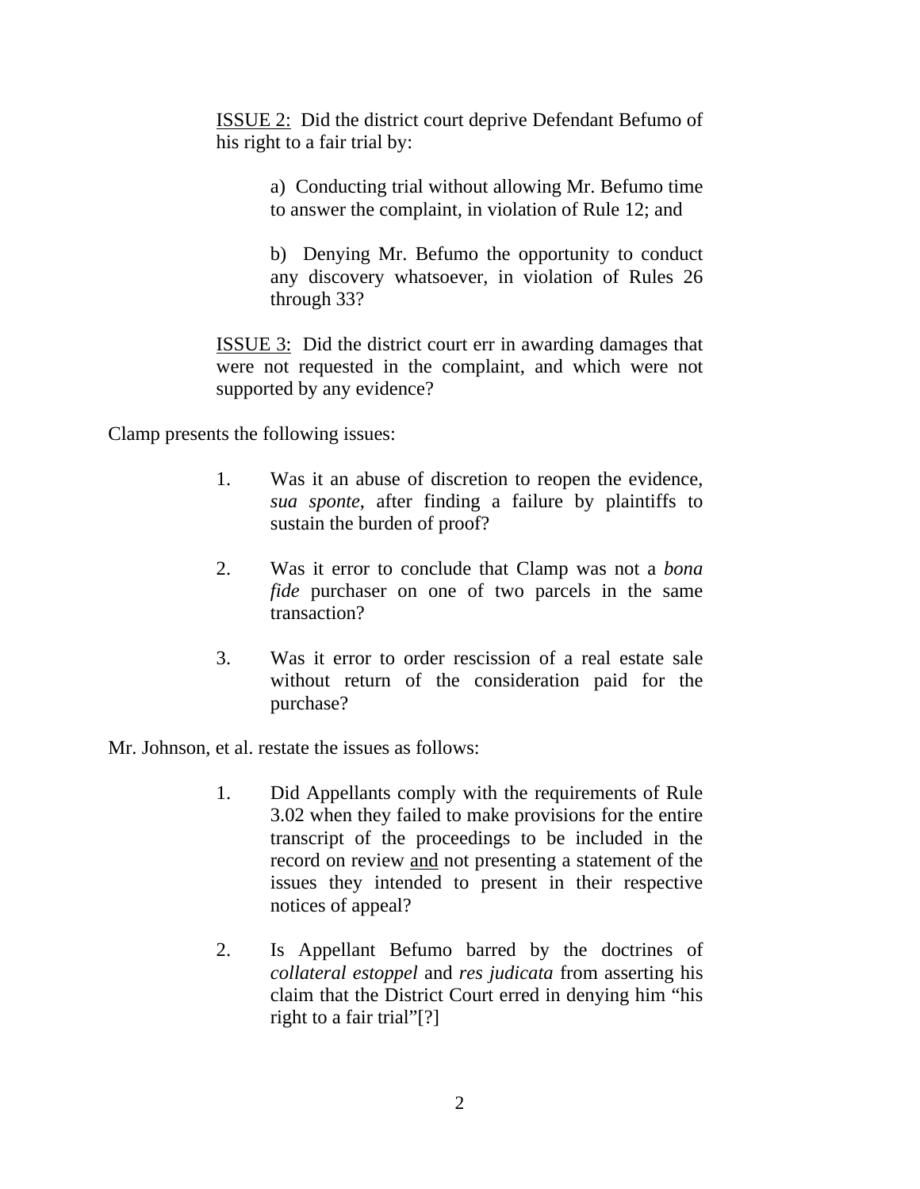ISSUE 2: Did the district court deprive Defendant Befumo of his right to a fair trial by:

> a) Conducting trial without allowing Mr. Befumo time to answer the complaint, in violation of Rule 12; and
>
> b) Denying Mr. Befumo the opportunity to conduct any discovery whatsoever, in violation of Rules 26 through 33?

ISSUE 3: Did the district court err in awarding damages that were not requested in the complaint, and which were not supported by any evidence?

Clamp presents the following issues:

1. Was it an abuse of discretion to reopen the evidence, *sua sponte*, after finding a failure by plaintiffs to sustain the burden of proof?

2. Was it error to conclude that Clamp was not a *bona fide* purchaser on one of two parcels in the same transaction?

3. Was it error to order rescission of a real estate sale without return of the consideration paid for the purchase?

Mr. Johnson, et al. restate the issues as follows:

1. Did Appellants comply with the requirements of Rule 3.02 when they failed to make provisions for the entire transcript of the proceedings to be included in the record on review <u>and</u> not presenting a statement of the issues they intended to present in their respective notices of appeal?

2. Is Appellant Befumo barred by the doctrines of *collateral estoppel* and *res judicata* from asserting his claim that the District Court erred in denying him "his right to a fair trial"[?]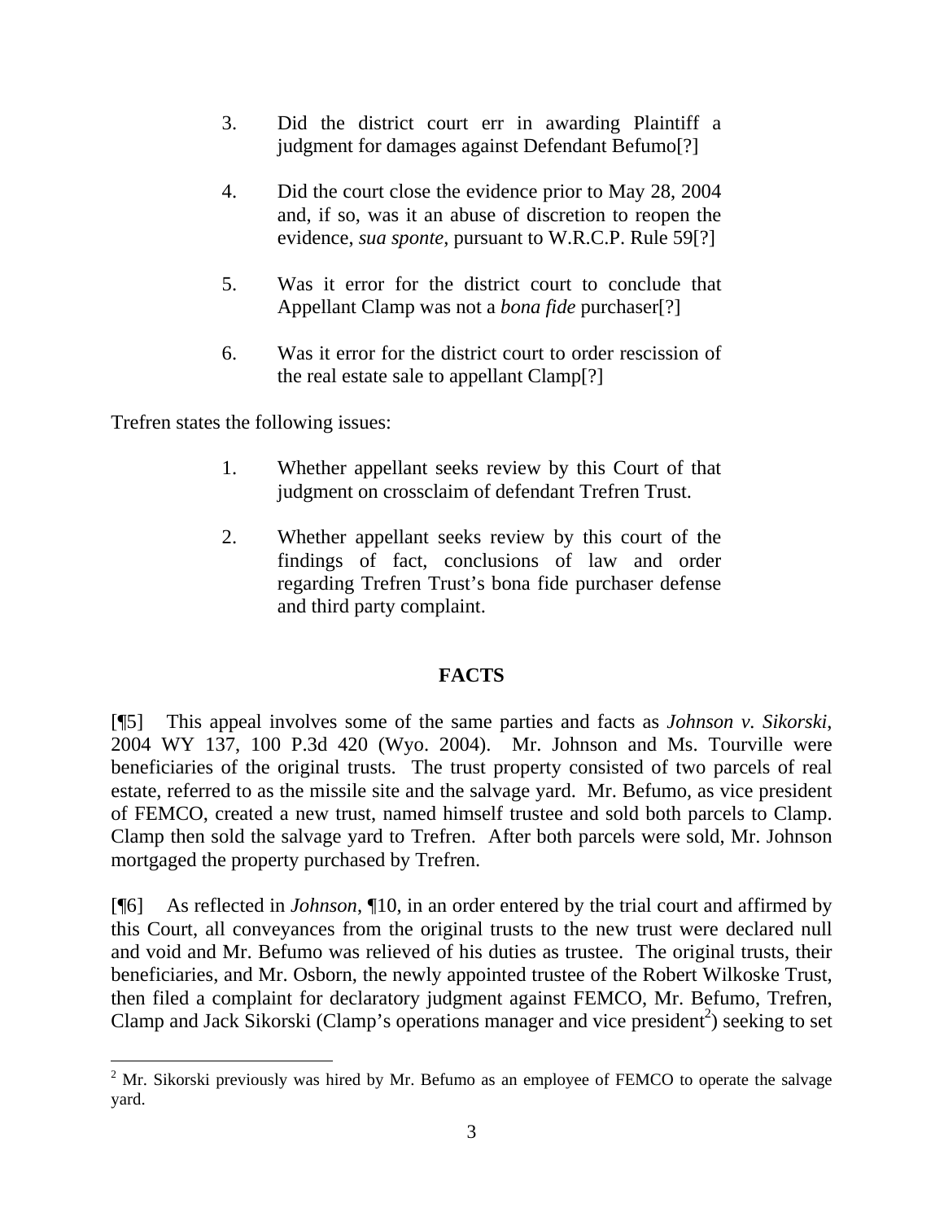3. Did the district court err in awarding Plaintiff a judgment for damages against Defendant Befumo[?]

4. Did the court close the evidence prior to May 28, 2004 and, if so, was it an abuse of discretion to reopen the evidence, *sua sponte*, pursuant to W.R.C.P. Rule 59[?]

5. Was it error for the district court to conclude that Appellant Clamp was not a *bona fide* purchaser[?]

6. Was it error for the district court to order rescission of the real estate sale to appellant Clamp[?]

Trefren states the following issues:

1. Whether appellant seeks review by this Court of that judgment on crossclaim of defendant Trefren Trust.

2. Whether appellant seeks review by this court of the findings of fact, conclusions of law and order regarding Trefren Trust's bona fide purchaser defense and third party complaint.

## FACTS

[¶5] This appeal involves some of the same parties and facts as *Johnson v. Sikorski*, 2004 WY 137, 100 P.3d 420 (Wyo. 2004). Mr. Johnson and Ms. Tourville were beneficiaries of the original trusts. The trust property consisted of two parcels of real estate, referred to as the missile site and the salvage yard. Mr. Befumo, as vice president of FEMCO, created a new trust, named himself trustee and sold both parcels to Clamp. Clamp then sold the salvage yard to Trefren. After both parcels were sold, Mr. Johnson mortgaged the property purchased by Trefren.

[¶6] As reflected in *Johnson*, ¶10, in an order entered by the trial court and affirmed by this Court, all conveyances from the original trusts to the new trust were declared null and void and Mr. Befumo was relieved of his duties as trustee. The original trusts, their beneficiaries, and Mr. Osborn, the newly appointed trustee of the Robert Wilkoske Trust, then filed a complaint for declaratory judgment against FEMCO, Mr. Befumo, Trefren, Clamp and Jack Sikorski (Clamp's operations manager and vice president[2]) seeking to set

[2] Mr. Sikorski previously was hired by Mr. Befumo as an employee of FEMCO to operate the salvage yard.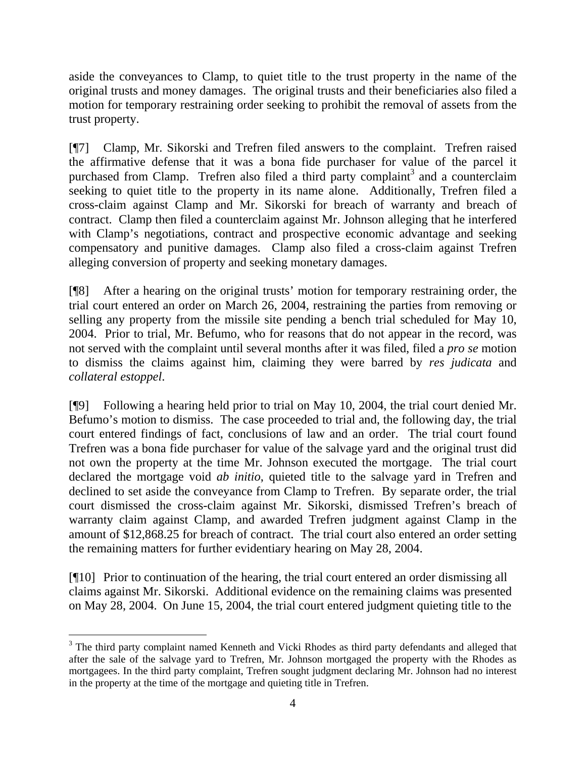aside the conveyances to Clamp, to quiet title to the trust property in the name of the original trusts and money damages. The original trusts and their beneficiaries also filed a motion for temporary restraining order seeking to prohibit the removal of assets from the trust property.

[¶7] Clamp, Mr. Sikorski and Trefren filed answers to the complaint. Trefren raised the affirmative defense that it was a bona fide purchaser for value of the parcel it purchased from Clamp. Trefren also filed a third party complaint[3] and a counterclaim seeking to quiet title to the property in its name alone. Additionally, Trefren filed a cross-claim against Clamp and Mr. Sikorski for breach of warranty and breach of contract. Clamp then filed a counterclaim against Mr. Johnson alleging that he interfered with Clamp's negotiations, contract and prospective economic advantage and seeking compensatory and punitive damages. Clamp also filed a cross-claim against Trefren alleging conversion of property and seeking monetary damages.

[¶8] After a hearing on the original trusts' motion for temporary restraining order, the trial court entered an order on March 26, 2004, restraining the parties from removing or selling any property from the missile site pending a bench trial scheduled for May 10, 2004. Prior to trial, Mr. Befumo, who for reasons that do not appear in the record, was not served with the complaint until several months after it was filed, filed a *pro se* motion to dismiss the claims against him, claiming they were barred by *res judicata* and *collateral estoppel*.

[¶9] Following a hearing held prior to trial on May 10, 2004, the trial court denied Mr. Befumo's motion to dismiss. The case proceeded to trial and, the following day, the trial court entered findings of fact, conclusions of law and an order. The trial court found Trefren was a bona fide purchaser for value of the salvage yard and the original trust did not own the property at the time Mr. Johnson executed the mortgage. The trial court declared the mortgage void *ab initio*, quieted title to the salvage yard in Trefren and declined to set aside the conveyance from Clamp to Trefren. By separate order, the trial court dismissed the cross-claim against Mr. Sikorski, dismissed Trefren's breach of warranty claim against Clamp, and awarded Trefren judgment against Clamp in the amount of $12,868.25 for breach of contract. The trial court also entered an order setting the remaining matters for further evidentiary hearing on May 28, 2004.

[¶10] Prior to continuation of the hearing, the trial court entered an order dismissing all claims against Mr. Sikorski. Additional evidence on the remaining claims was presented on May 28, 2004. On June 15, 2004, the trial court entered judgment quieting title to the

[3] The third party complaint named Kenneth and Vicki Rhodes as third party defendants and alleged that after the sale of the salvage yard to Trefren, Mr. Johnson mortgaged the property with the Rhodes as mortgagees. In the third party complaint, Trefren sought judgment declaring Mr. Johnson had no interest in the property at the time of the mortgage and quieting title in Trefren.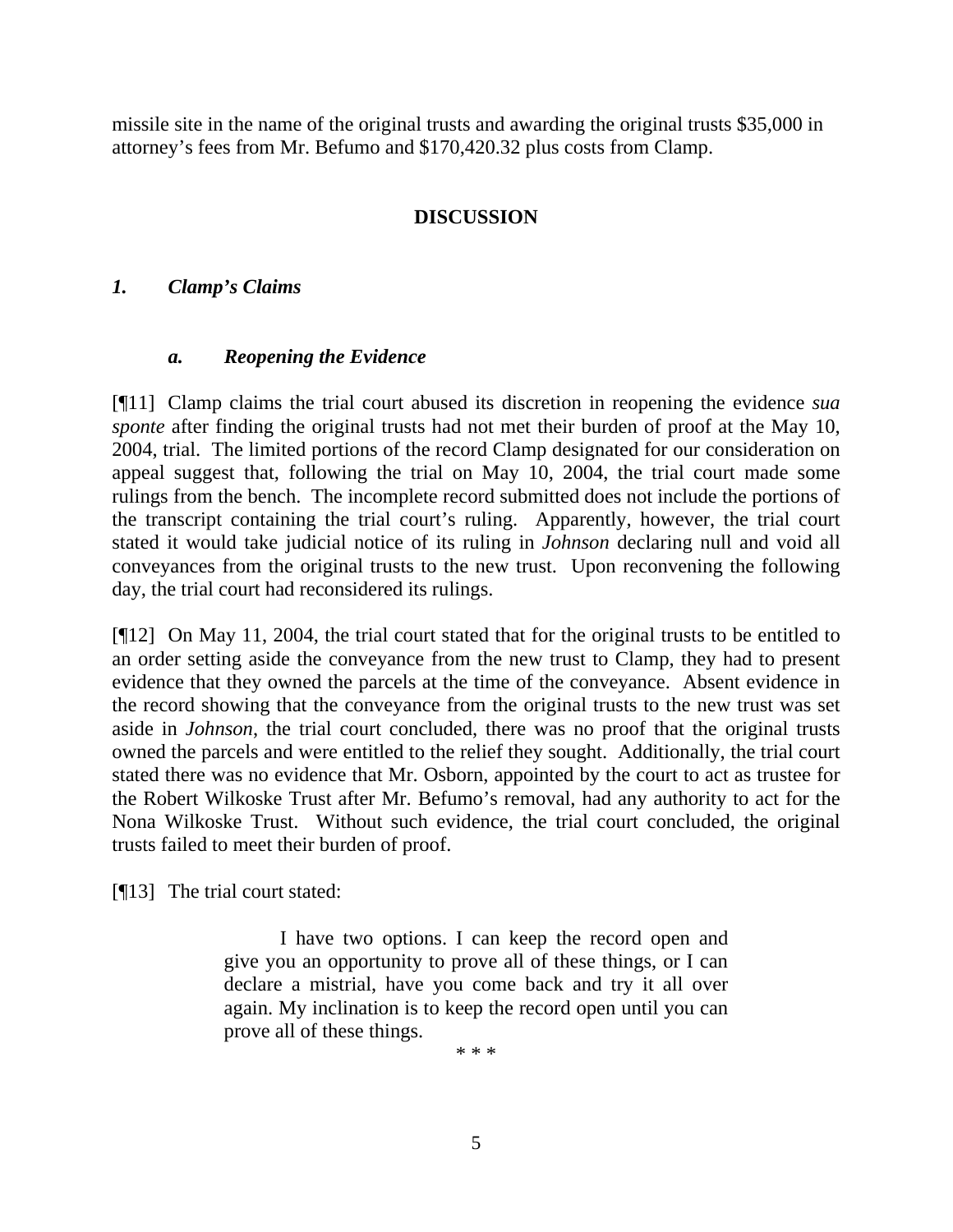missile site in the name of the original trusts and awarding the original trusts $35,000 in attorney's fees from Mr. Befumo and $170,420.32 plus costs from Clamp.

## DISCUSSION

### *1. Clamp's Claims*

#### *a. Reopening the Evidence*

[¶11] Clamp claims the trial court abused its discretion in reopening the evidence *sua sponte* after finding the original trusts had not met their burden of proof at the May 10, 2004, trial. The limited portions of the record Clamp designated for our consideration on appeal suggest that, following the trial on May 10, 2004, the trial court made some rulings from the bench. The incomplete record submitted does not include the portions of the transcript containing the trial court's ruling. Apparently, however, the trial court stated it would take judicial notice of its ruling in *Johnson* declaring null and void all conveyances from the original trusts to the new trust. Upon reconvening the following day, the trial court had reconsidered its rulings.

[¶12] On May 11, 2004, the trial court stated that for the original trusts to be entitled to an order setting aside the conveyance from the new trust to Clamp, they had to present evidence that they owned the parcels at the time of the conveyance. Absent evidence in the record showing that the conveyance from the original trusts to the new trust was set aside in *Johnson*, the trial court concluded, there was no proof that the original trusts owned the parcels and were entitled to the relief they sought. Additionally, the trial court stated there was no evidence that Mr. Osborn, appointed by the court to act as trustee for the Robert Wilkoske Trust after Mr. Befumo's removal, had any authority to act for the Nona Wilkoske Trust. Without such evidence, the trial court concluded, the original trusts failed to meet their burden of proof.

[¶13] The trial court stated:

> I have two options. I can keep the record open and give you an opportunity to prove all of these things, or I can declare a mistrial, have you come back and try it all over again. My inclination is to keep the record open until you can prove all of these things.
>
> \* \* \*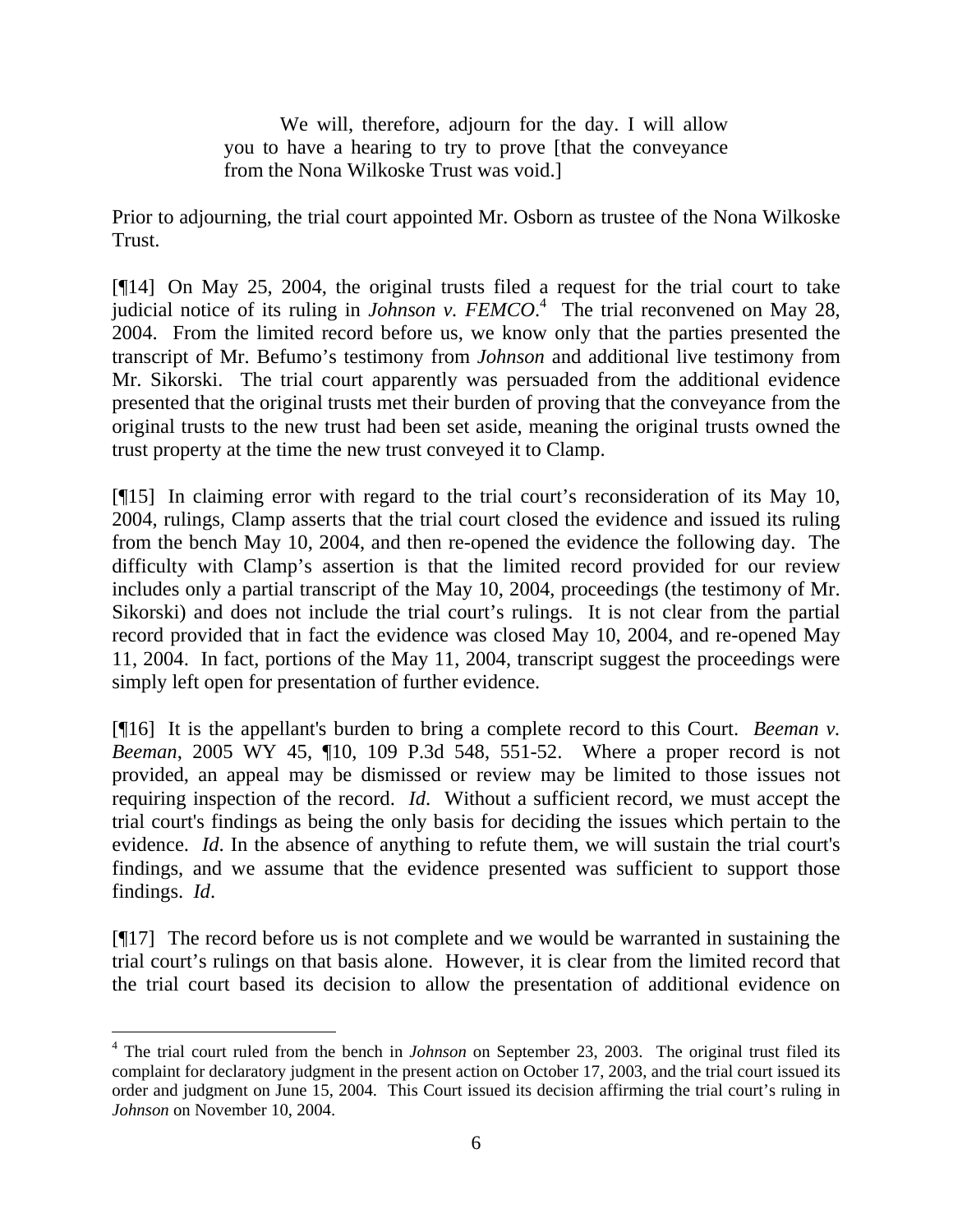> We will, therefore, adjourn for the day. I will allow you to have a hearing to try to prove [that the conveyance from the Nona Wilkoske Trust was void.]

Prior to adjourning, the trial court appointed Mr. Osborn as trustee of the Nona Wilkoske Trust.

[¶14] On May 25, 2004, the original trusts filed a request for the trial court to take judicial notice of its ruling in *Johnson v. FEMCO*.[4] The trial reconvened on May 28, 2004. From the limited record before us, we know only that the parties presented the transcript of Mr. Befumo's testimony from *Johnson* and additional live testimony from Mr. Sikorski. The trial court apparently was persuaded from the additional evidence presented that the original trusts met their burden of proving that the conveyance from the original trusts to the new trust had been set aside, meaning the original trusts owned the trust property at the time the new trust conveyed it to Clamp.

[¶15] In claiming error with regard to the trial court's reconsideration of its May 10, 2004, rulings, Clamp asserts that the trial court closed the evidence and issued its ruling from the bench May 10, 2004, and then re-opened the evidence the following day. The difficulty with Clamp's assertion is that the limited record provided for our review includes only a partial transcript of the May 10, 2004, proceedings (the testimony of Mr. Sikorski) and does not include the trial court's rulings. It is not clear from the partial record provided that in fact the evidence was closed May 10, 2004, and re-opened May 11, 2004. In fact, portions of the May 11, 2004, transcript suggest the proceedings were simply left open for presentation of further evidence.

[¶16] It is the appellant's burden to bring a complete record to this Court. *Beeman v. Beeman*, 2005 WY 45, ¶10, 109 P.3d 548, 551-52. Where a proper record is not provided, an appeal may be dismissed or review may be limited to those issues not requiring inspection of the record. *Id*. Without a sufficient record, we must accept the trial court's findings as being the only basis for deciding the issues which pertain to the evidence. *Id*. In the absence of anything to refute them, we will sustain the trial court's findings, and we assume that the evidence presented was sufficient to support those findings. *Id*.

[¶17] The record before us is not complete and we would be warranted in sustaining the trial court's rulings on that basis alone. However, it is clear from the limited record that the trial court based its decision to allow the presentation of additional evidence on

---

[4] The trial court ruled from the bench in *Johnson* on September 23, 2003. The original trust filed its complaint for declaratory judgment in the present action on October 17, 2003, and the trial court issued its order and judgment on June 15, 2004. This Court issued its decision affirming the trial court's ruling in *Johnson* on November 10, 2004.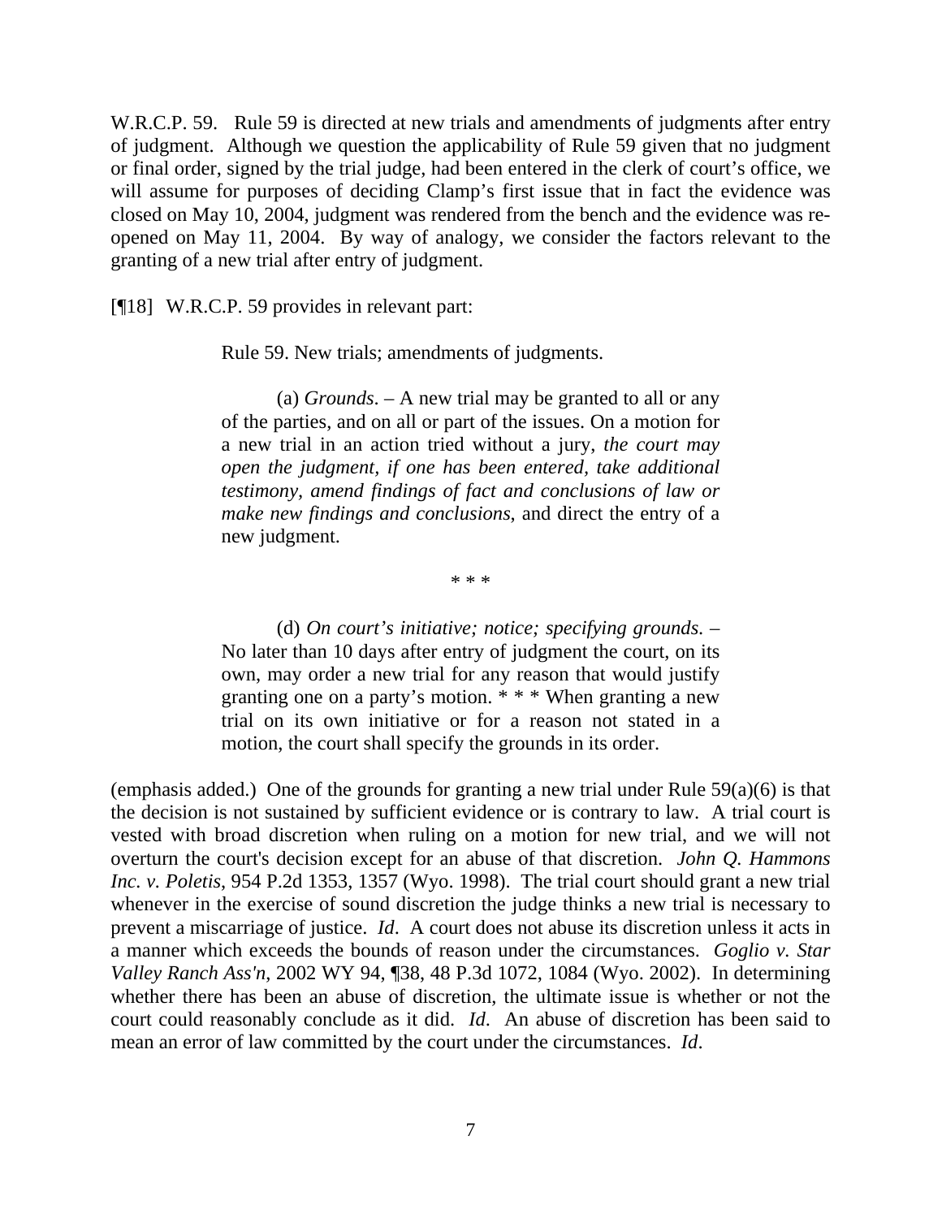W.R.C.P. 59. Rule 59 is directed at new trials and amendments of judgments after entry of judgment. Although we question the applicability of Rule 59 given that no judgment or final order, signed by the trial judge, had been entered in the clerk of court's office, we will assume for purposes of deciding Clamp's first issue that in fact the evidence was closed on May 10, 2004, judgment was rendered from the bench and the evidence was re-opened on May 11, 2004. By way of analogy, we consider the factors relevant to the granting of a new trial after entry of judgment.

[¶18] W.R.C.P. 59 provides in relevant part:

> Rule 59. New trials; amendments of judgments.
>
> (a) *Grounds*. – A new trial may be granted to all or any of the parties, and on all or part of the issues. On a motion for a new trial in an action tried without a jury, *the court may open the judgment, if one has been entered, take additional testimony, amend findings of fact and conclusions of law or make new findings and conclusions*, and direct the entry of a new judgment.
>
> * * *
>
> (d) *On court's initiative; notice; specifying grounds*. – No later than 10 days after entry of judgment the court, on its own, may order a new trial for any reason that would justify granting one on a party's motion. * * * When granting a new trial on its own initiative or for a reason not stated in a motion, the court shall specify the grounds in its order.

(emphasis added.) One of the grounds for granting a new trial under Rule 59(a)(6) is that the decision is not sustained by sufficient evidence or is contrary to law. A trial court is vested with broad discretion when ruling on a motion for new trial, and we will not overturn the court's decision except for an abuse of that discretion. *John Q. Hammons Inc. v. Poletis*, 954 P.2d 1353, 1357 (Wyo. 1998). The trial court should grant a new trial whenever in the exercise of sound discretion the judge thinks a new trial is necessary to prevent a miscarriage of justice. *Id*. A court does not abuse its discretion unless it acts in a manner which exceeds the bounds of reason under the circumstances. *Goglio v. Star Valley Ranch Ass'n*, 2002 WY 94, ¶38, 48 P.3d 1072, 1084 (Wyo. 2002). In determining whether there has been an abuse of discretion, the ultimate issue is whether or not the court could reasonably conclude as it did. *Id*. An abuse of discretion has been said to mean an error of law committed by the court under the circumstances. *Id*.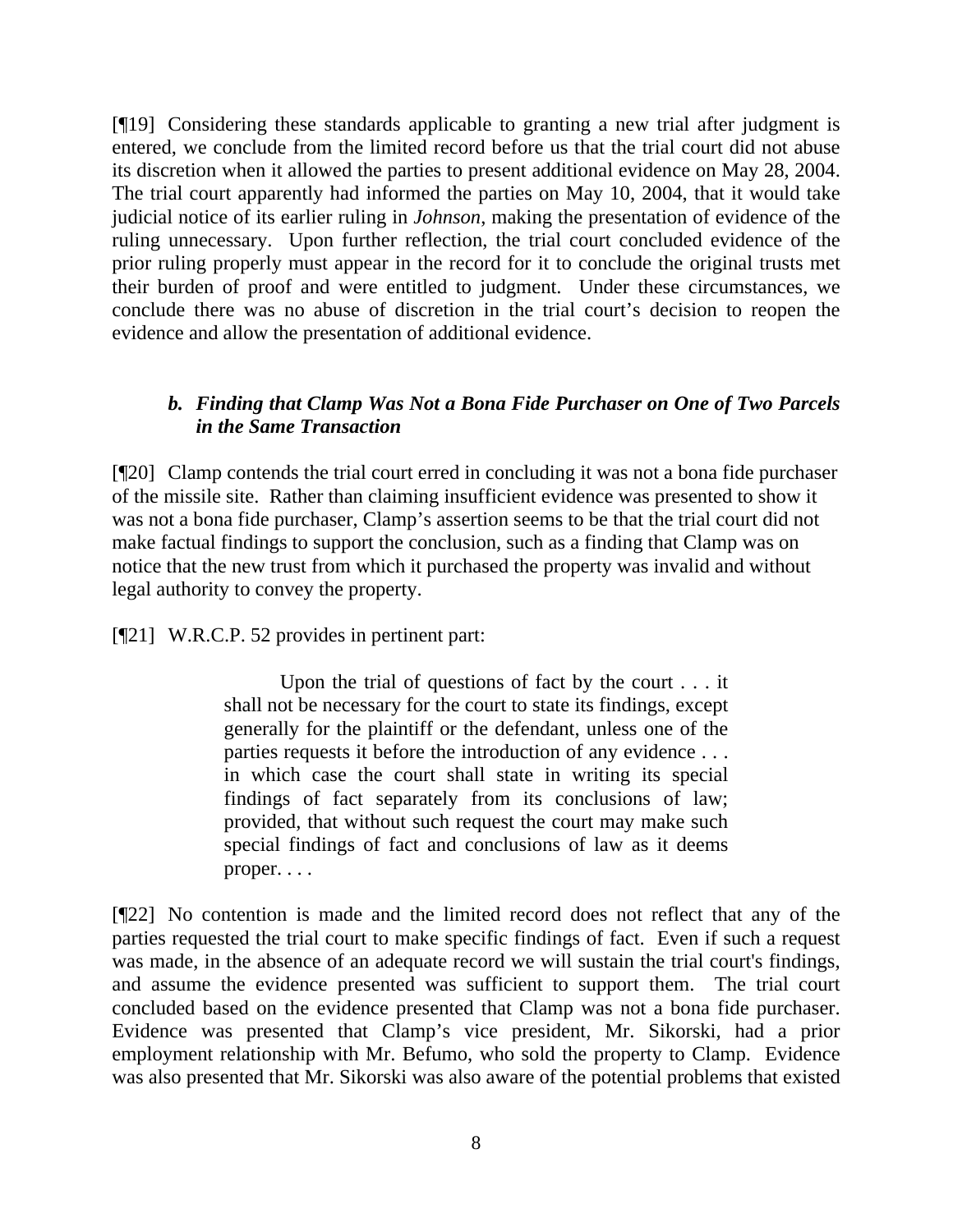[¶19] Considering these standards applicable to granting a new trial after judgment is entered, we conclude from the limited record before us that the trial court did not abuse its discretion when it allowed the parties to present additional evidence on May 28, 2004. The trial court apparently had informed the parties on May 10, 2004, that it would take judicial notice of its earlier ruling in *Johnson*, making the presentation of evidence of the ruling unnecessary. Upon further reflection, the trial court concluded evidence of the prior ruling properly must appear in the record for it to conclude the original trusts met their burden of proof and were entitled to judgment. Under these circumstances, we conclude there was no abuse of discretion in the trial court's decision to reopen the evidence and allow the presentation of additional evidence.

### *b. Finding that Clamp Was Not a Bona Fide Purchaser on One of Two Parcels in the Same Transaction*

[¶20] Clamp contends the trial court erred in concluding it was not a bona fide purchaser of the missile site. Rather than claiming insufficient evidence was presented to show it was not a bona fide purchaser, Clamp's assertion seems to be that the trial court did not make factual findings to support the conclusion, such as a finding that Clamp was on notice that the new trust from which it purchased the property was invalid and without legal authority to convey the property.

[¶21] W.R.C.P. 52 provides in pertinent part:

> Upon the trial of questions of fact by the court . . . it shall not be necessary for the court to state its findings, except generally for the plaintiff or the defendant, unless one of the parties requests it before the introduction of any evidence . . . in which case the court shall state in writing its special findings of fact separately from its conclusions of law; provided, that without such request the court may make such special findings of fact and conclusions of law as it deems proper. . . .

[¶22] No contention is made and the limited record does not reflect that any of the parties requested the trial court to make specific findings of fact. Even if such a request was made, in the absence of an adequate record we will sustain the trial court's findings, and assume the evidence presented was sufficient to support them. The trial court concluded based on the evidence presented that Clamp was not a bona fide purchaser. Evidence was presented that Clamp's vice president, Mr. Sikorski, had a prior employment relationship with Mr. Befumo, who sold the property to Clamp. Evidence was also presented that Mr. Sikorski was also aware of the potential problems that existed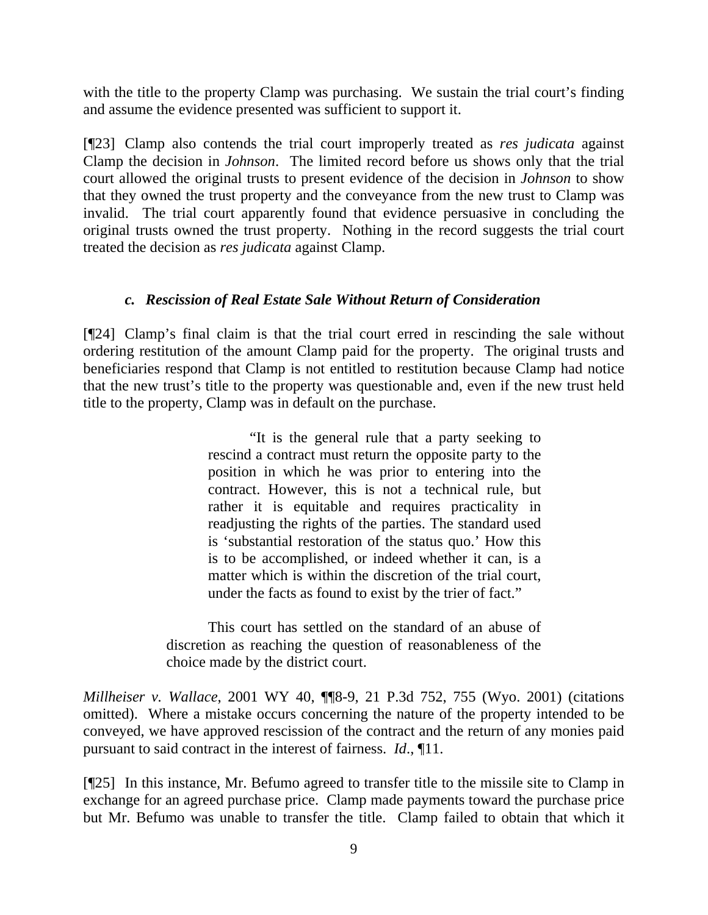with the title to the property Clamp was purchasing. We sustain the trial court's finding and assume the evidence presented was sufficient to support it.

[¶23] Clamp also contends the trial court improperly treated as *res judicata* against Clamp the decision in *Johnson*. The limited record before us shows only that the trial court allowed the original trusts to present evidence of the decision in *Johnson* to show that they owned the trust property and the conveyance from the new trust to Clamp was invalid. The trial court apparently found that evidence persuasive in concluding the original trusts owned the trust property. Nothing in the record suggests the trial court treated the decision as *res judicata* against Clamp.

### *c. Rescission of Real Estate Sale Without Return of Consideration*

[¶24] Clamp's final claim is that the trial court erred in rescinding the sale without ordering restitution of the amount Clamp paid for the property. The original trusts and beneficiaries respond that Clamp is not entitled to restitution because Clamp had notice that the new trust's title to the property was questionable and, even if the new trust held title to the property, Clamp was in default on the purchase.

> "It is the general rule that a party seeking to rescind a contract must return the opposite party to the position in which he was prior to entering into the contract. However, this is not a technical rule, but rather it is equitable and requires practicality in readjusting the rights of the parties. The standard used is 'substantial restoration of the status quo.' How this is to be accomplished, or indeed whether it can, is a matter which is within the discretion of the trial court, under the facts as found to exist by the trier of fact."
>
> This court has settled on the standard of an abuse of discretion as reaching the question of reasonableness of the choice made by the district court.

*Millheiser v. Wallace*, 2001 WY 40, ¶¶8-9, 21 P.3d 752, 755 (Wyo. 2001) (citations omitted). Where a mistake occurs concerning the nature of the property intended to be conveyed, we have approved rescission of the contract and the return of any monies paid pursuant to said contract in the interest of fairness. *Id*., ¶11.

[¶25] In this instance, Mr. Befumo agreed to transfer title to the missile site to Clamp in exchange for an agreed purchase price. Clamp made payments toward the purchase price but Mr. Befumo was unable to transfer the title. Clamp failed to obtain that which it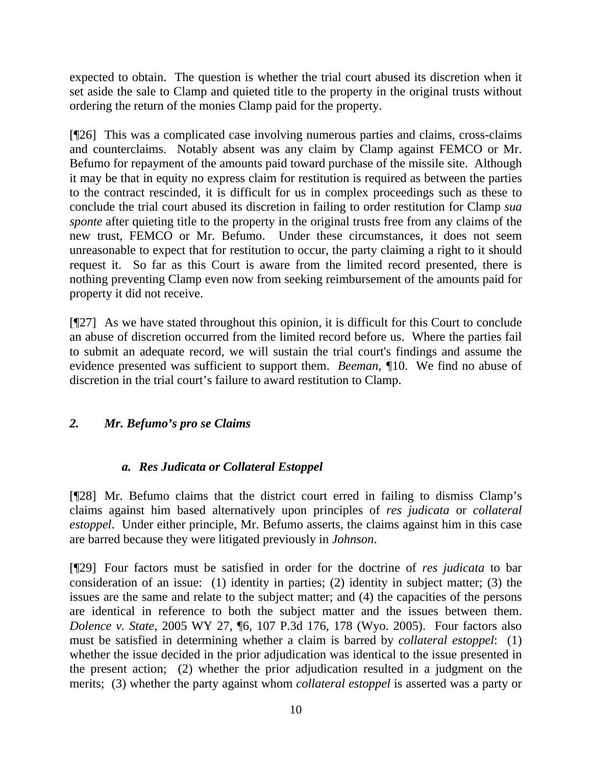expected to obtain. The question is whether the trial court abused its discretion when it set aside the sale to Clamp and quieted title to the property in the original trusts without ordering the return of the monies Clamp paid for the property.

[¶26] This was a complicated case involving numerous parties and claims, cross-claims and counterclaims. Notably absent was any claim by Clamp against FEMCO or Mr. Befumo for repayment of the amounts paid toward purchase of the missile site. Although it may be that in equity no express claim for restitution is required as between the parties to the contract rescinded, it is difficult for us in complex proceedings such as these to conclude the trial court abused its discretion in failing to order restitution for Clamp *sua sponte* after quieting title to the property in the original trusts free from any claims of the new trust, FEMCO or Mr. Befumo. Under these circumstances, it does not seem unreasonable to expect that for restitution to occur, the party claiming a right to it should request it. So far as this Court is aware from the limited record presented, there is nothing preventing Clamp even now from seeking reimbursement of the amounts paid for property it did not receive.

[¶27] As we have stated throughout this opinion, it is difficult for this Court to conclude an abuse of discretion occurred from the limited record before us. Where the parties fail to submit an adequate record, we will sustain the trial court's findings and assume the evidence presented was sufficient to support them. *Beeman,* ¶10. We find no abuse of discretion in the trial court's failure to award restitution to Clamp.

### *2. Mr. Befumo's pro se Claims*

#### *a. Res Judicata or Collateral Estoppel*

[¶28] Mr. Befumo claims that the district court erred in failing to dismiss Clamp's claims against him based alternatively upon principles of *res judicata* or *collateral estoppel*. Under either principle, Mr. Befumo asserts, the claims against him in this case are barred because they were litigated previously in *Johnson*.

[¶29] Four factors must be satisfied in order for the doctrine of *res judicata* to bar consideration of an issue: (1) identity in parties; (2) identity in subject matter; (3) the issues are the same and relate to the subject matter; and (4) the capacities of the persons are identical in reference to both the subject matter and the issues between them. *Dolence v. State*, 2005 WY 27, ¶6, 107 P.3d 176, 178 (Wyo. 2005). Four factors also must be satisfied in determining whether a claim is barred by *collateral estoppel*: (1) whether the issue decided in the prior adjudication was identical to the issue presented in the present action; (2) whether the prior adjudication resulted in a judgment on the merits; (3) whether the party against whom *collateral estoppel* is asserted was a party or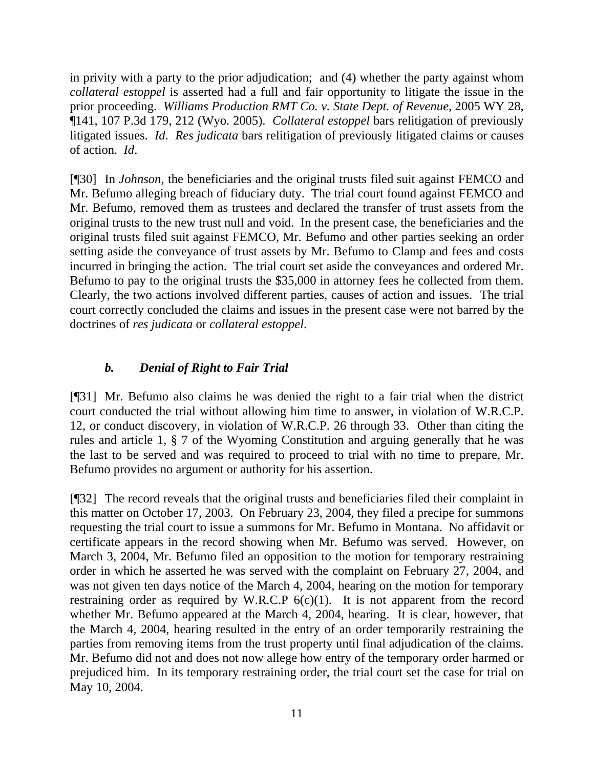in privity with a party to the prior adjudication; and (4) whether the party against whom *collateral estoppel* is asserted had a full and fair opportunity to litigate the issue in the prior proceeding. *Williams Production RMT Co. v. State Dept. of Revenue*, 2005 WY 28, ¶141, 107 P.3d 179, 212 (Wyo. 2005). *Collateral estoppel* bars relitigation of previously litigated issues. *Id*. *Res judicata* bars relitigation of previously litigated claims or causes of action. *Id*.

[¶30] In *Johnson*, the beneficiaries and the original trusts filed suit against FEMCO and Mr. Befumo alleging breach of fiduciary duty. The trial court found against FEMCO and Mr. Befumo, removed them as trustees and declared the transfer of trust assets from the original trusts to the new trust null and void. In the present case, the beneficiaries and the original trusts filed suit against FEMCO, Mr. Befumo and other parties seeking an order setting aside the conveyance of trust assets by Mr. Befumo to Clamp and fees and costs incurred in bringing the action. The trial court set aside the conveyances and ordered Mr. Befumo to pay to the original trusts the $35,000 in attorney fees he collected from them. Clearly, the two actions involved different parties, causes of action and issues. The trial court correctly concluded the claims and issues in the present case were not barred by the doctrines of *res judicata* or *collateral estoppel*.

### *b. Denial of Right to Fair Trial*

[¶31] Mr. Befumo also claims he was denied the right to a fair trial when the district court conducted the trial without allowing him time to answer, in violation of W.R.C.P. 12, or conduct discovery, in violation of W.R.C.P. 26 through 33. Other than citing the rules and article 1, § 7 of the Wyoming Constitution and arguing generally that he was the last to be served and was required to proceed to trial with no time to prepare, Mr. Befumo provides no argument or authority for his assertion.

[¶32] The record reveals that the original trusts and beneficiaries filed their complaint in this matter on October 17, 2003. On February 23, 2004, they filed a precipe for summons requesting the trial court to issue a summons for Mr. Befumo in Montana. No affidavit or certificate appears in the record showing when Mr. Befumo was served. However, on March 3, 2004, Mr. Befumo filed an opposition to the motion for temporary restraining order in which he asserted he was served with the complaint on February 27, 2004, and was not given ten days notice of the March 4, 2004, hearing on the motion for temporary restraining order as required by W.R.C.P 6(c)(1). It is not apparent from the record whether Mr. Befumo appeared at the March 4, 2004, hearing. It is clear, however, that the March 4, 2004, hearing resulted in the entry of an order temporarily restraining the parties from removing items from the trust property until final adjudication of the claims. Mr. Befumo did not and does not now allege how entry of the temporary order harmed or prejudiced him. In its temporary restraining order, the trial court set the case for trial on May 10, 2004.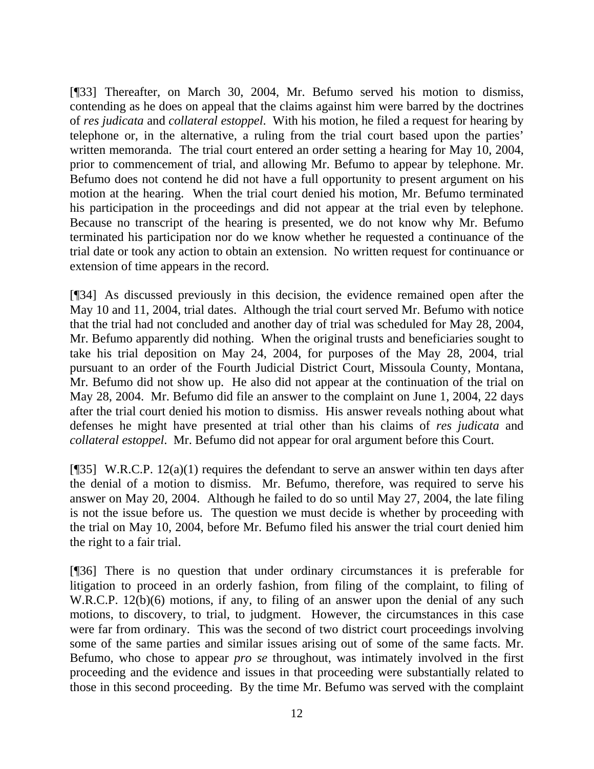[¶33] Thereafter, on March 30, 2004, Mr. Befumo served his motion to dismiss, contending as he does on appeal that the claims against him were barred by the doctrines of *res judicata* and *collateral estoppel*. With his motion, he filed a request for hearing by telephone or, in the alternative, a ruling from the trial court based upon the parties' written memoranda. The trial court entered an order setting a hearing for May 10, 2004, prior to commencement of trial, and allowing Mr. Befumo to appear by telephone. Mr. Befumo does not contend he did not have a full opportunity to present argument on his motion at the hearing. When the trial court denied his motion, Mr. Befumo terminated his participation in the proceedings and did not appear at the trial even by telephone. Because no transcript of the hearing is presented, we do not know why Mr. Befumo terminated his participation nor do we know whether he requested a continuance of the trial date or took any action to obtain an extension. No written request for continuance or extension of time appears in the record.

[¶34] As discussed previously in this decision, the evidence remained open after the May 10 and 11, 2004, trial dates. Although the trial court served Mr. Befumo with notice that the trial had not concluded and another day of trial was scheduled for May 28, 2004, Mr. Befumo apparently did nothing. When the original trusts and beneficiaries sought to take his trial deposition on May 24, 2004, for purposes of the May 28, 2004, trial pursuant to an order of the Fourth Judicial District Court, Missoula County, Montana, Mr. Befumo did not show up. He also did not appear at the continuation of the trial on May 28, 2004. Mr. Befumo did file an answer to the complaint on June 1, 2004, 22 days after the trial court denied his motion to dismiss. His answer reveals nothing about what defenses he might have presented at trial other than his claims of *res judicata* and *collateral estoppel*. Mr. Befumo did not appear for oral argument before this Court.

[¶35] W.R.C.P. 12(a)(1) requires the defendant to serve an answer within ten days after the denial of a motion to dismiss. Mr. Befumo, therefore, was required to serve his answer on May 20, 2004. Although he failed to do so until May 27, 2004, the late filing is not the issue before us. The question we must decide is whether by proceeding with the trial on May 10, 2004, before Mr. Befumo filed his answer the trial court denied him the right to a fair trial.

[¶36] There is no question that under ordinary circumstances it is preferable for litigation to proceed in an orderly fashion, from filing of the complaint, to filing of W.R.C.P. 12(b)(6) motions, if any, to filing of an answer upon the denial of any such motions, to discovery, to trial, to judgment. However, the circumstances in this case were far from ordinary. This was the second of two district court proceedings involving some of the same parties and similar issues arising out of some of the same facts. Mr. Befumo, who chose to appear *pro se* throughout, was intimately involved in the first proceeding and the evidence and issues in that proceeding were substantially related to those in this second proceeding. By the time Mr. Befumo was served with the complaint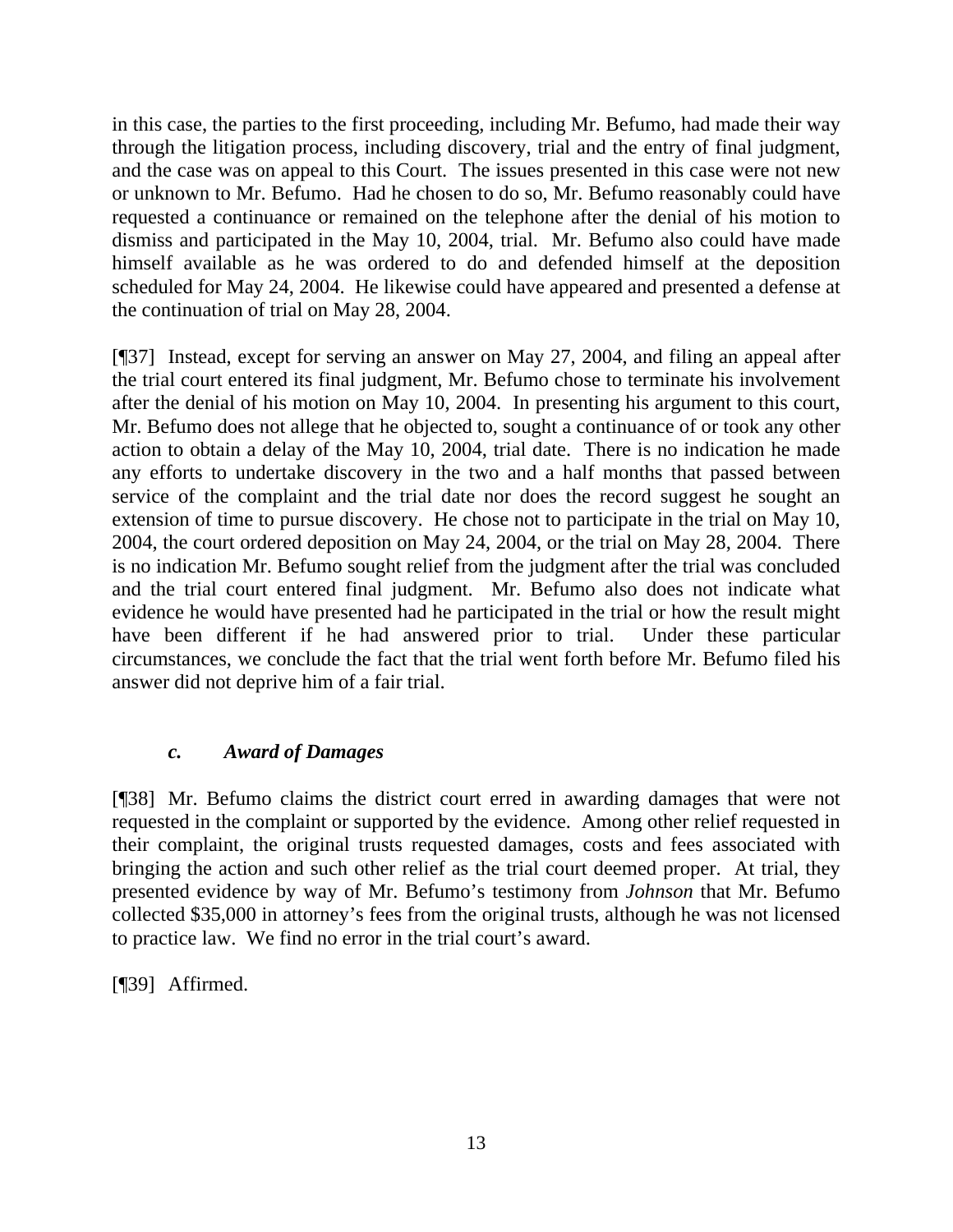in this case, the parties to the first proceeding, including Mr. Befumo, had made their way through the litigation process, including discovery, trial and the entry of final judgment, and the case was on appeal to this Court. The issues presented in this case were not new or unknown to Mr. Befumo. Had he chosen to do so, Mr. Befumo reasonably could have requested a continuance or remained on the telephone after the denial of his motion to dismiss and participated in the May 10, 2004, trial. Mr. Befumo also could have made himself available as he was ordered to do and defended himself at the deposition scheduled for May 24, 2004. He likewise could have appeared and presented a defense at the continuation of trial on May 28, 2004.

[¶37] Instead, except for serving an answer on May 27, 2004, and filing an appeal after the trial court entered its final judgment, Mr. Befumo chose to terminate his involvement after the denial of his motion on May 10, 2004. In presenting his argument to this court, Mr. Befumo does not allege that he objected to, sought a continuance of or took any other action to obtain a delay of the May 10, 2004, trial date. There is no indication he made any efforts to undertake discovery in the two and a half months that passed between service of the complaint and the trial date nor does the record suggest he sought an extension of time to pursue discovery. He chose not to participate in the trial on May 10, 2004, the court ordered deposition on May 24, 2004, or the trial on May 28, 2004. There is no indication Mr. Befumo sought relief from the judgment after the trial was concluded and the trial court entered final judgment. Mr. Befumo also does not indicate what evidence he would have presented had he participated in the trial or how the result might have been different if he had answered prior to trial. Under these particular circumstances, we conclude the fact that the trial went forth before Mr. Befumo filed his answer did not deprive him of a fair trial.

### *c. Award of Damages*

[¶38] Mr. Befumo claims the district court erred in awarding damages that were not requested in the complaint or supported by the evidence. Among other relief requested in their complaint, the original trusts requested damages, costs and fees associated with bringing the action and such other relief as the trial court deemed proper. At trial, they presented evidence by way of Mr. Befumo's testimony from *Johnson* that Mr. Befumo collected $35,000 in attorney's fees from the original trusts, although he was not licensed to practice law. We find no error in the trial court's award.

[¶39] Affirmed.